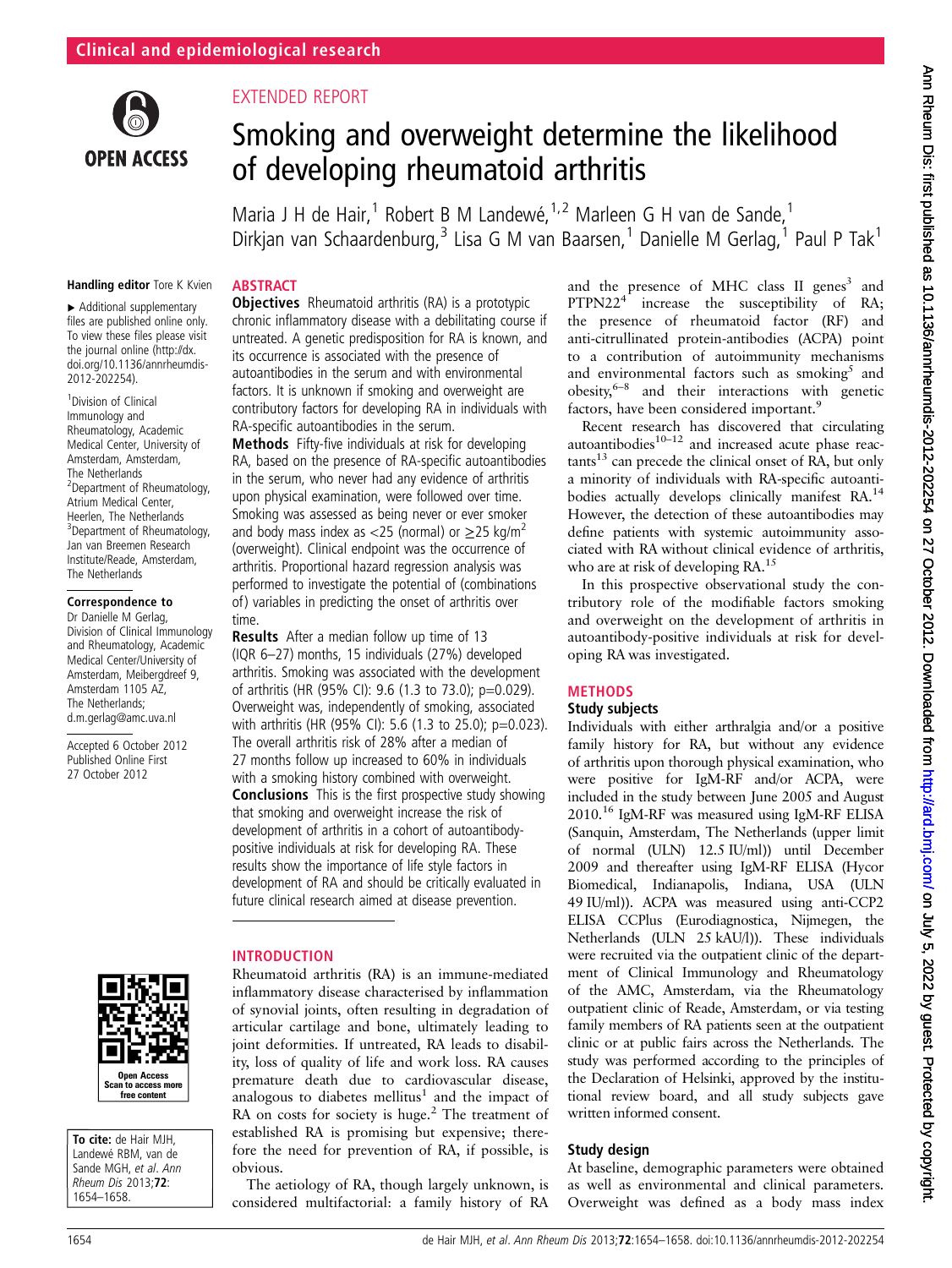Clinical and epidemiological research

EXTENDED REPORT

# Smoking and overweight determine the likelihood of developing rheumatoid arthritis

Maria J H de Hair,[1] Robert B M Landewé,[1,2] Marleen G H van de Sande,[1] Dirkjan van Schaardenburg,[3] Lisa G M van Baarsen,[1] Danielle M Gerlag,[1] Paul P Tak[1]

**Handling editor** Tore K Kvien

▸ Additional supplementary files are published online only. To view these files please visit the journal online (http://dx.doi.org/10.1136/annrheumdis-2012-202254).

[1]Division of Clinical Immunology and Rheumatology, Academic Medical Center, University of Amsterdam, Amsterdam, The Netherlands
[2]Department of Rheumatology, Atrium Medical Center, Heerlen, The Netherlands
[3]Department of Rheumatology, Jan van Breemen Research Institute/Reade, Amsterdam, The Netherlands

**Correspondence to**
Dr Danielle M Gerlag, Division of Clinical Immunology and Rheumatology, Academic Medical Center/University of Amsterdam, Meibergdreef 9, Amsterdam 1105 AZ, The Netherlands; d.m.gerlag@amc.uva.nl

Accepted 6 October 2012
Published Online First 27 October 2012

**To cite:** de Hair MJH, Landewé RBM, van de Sande MGH, et al. Ann Rheum Dis 2013;72:1654–1658.

## ABSTRACT

**Objectives** Rheumatoid arthritis (RA) is a prototypic chronic inflammatory disease with a debilitating course if untreated. A genetic predisposition for RA is known, and its occurrence is associated with the presence of autoantibodies in the serum and with environmental factors. It is unknown if smoking and overweight are contributory factors for developing RA in individuals with RA-specific autoantibodies in the serum.

**Methods** Fifty-five individuals at risk for developing RA, based on the presence of RA-specific autoantibodies in the serum, who never had any evidence of arthritis upon physical examination, were followed over time. Smoking was assessed as being never or ever smoker and body mass index as <25 (normal) or ≥25 kg/m$^2$ (overweight). Clinical endpoint was the occurrence of arthritis. Proportional hazard regression analysis was performed to investigate the potential of (combinations of) variables in predicting the onset of arthritis over time.

**Results** After a median follow up time of 13 (IQR 6–27) months, 15 individuals (27%) developed arthritis. Smoking was associated with the development of arthritis (HR (95% CI): 9.6 (1.3 to 73.0); p=0.029). Overweight was, independently of smoking, associated with arthritis (HR (95% CI): 5.6 (1.3 to 25.0); p=0.023). The overall arthritis risk of 28% after a median of 27 months follow up increased to 60% in individuals with a smoking history combined with overweight.

**Conclusions** This is the first prospective study showing that smoking and overweight increase the risk of development of arthritis in a cohort of autoantibody-positive individuals at risk for developing RA. These results show the importance of life style factors in development of RA and should be critically evaluated in future clinical research aimed at disease prevention.

## INTRODUCTION

Rheumatoid arthritis (RA) is an immune-mediated inflammatory disease characterised by inflammation of synovial joints, often resulting in degradation of articular cartilage and bone, ultimately leading to joint deformities. If untreated, RA leads to disability, loss of quality of life and work loss. RA causes premature death due to cardiovascular disease, analogous to diabetes mellitus[1] and the impact of RA on costs for society is huge.[2] The treatment of established RA is promising but expensive; therefore the need for prevention of RA, if possible, is obvious.

The aetiology of RA, though largely unknown, is considered multifactorial: a family history of RA and the presence of MHC class II genes[3] and PTPN22[4] increase the susceptibility of RA; the presence of rheumatoid factor (RF) and anti-citrullinated protein-antibodies (ACPA) point to a contribution of autoimmunity mechanisms and environmental factors such as smoking[5] and obesity,[6–8] and their interactions with genetic factors, have been considered important.[9]

Recent research has discovered that circulating autoantibodies[10–12] and increased acute phase reactants[13] can precede the clinical onset of RA, but only a minority of individuals with RA-specific autoantibodies actually develops clinically manifest RA.[14] However, the detection of these autoantibodies may define patients with systemic autoimmunity associated with RA without clinical evidence of arthritis, who are at risk of developing RA.[15]

In this prospective observational study the contributory role of the modifiable factors smoking and overweight on the development of arthritis in autoantibody-positive individuals at risk for developing RA was investigated.

## METHODS

### Study subjects

Individuals with either arthralgia and/or a positive family history for RA, but without any evidence of arthritis upon thorough physical examination, who were positive for IgM-RF and/or ACPA, were included in the study between June 2005 and August 2010.[16] IgM-RF was measured using IgM-RF ELISA (Sanquin, Amsterdam, The Netherlands (upper limit of normal (ULN) 12.5 IU/ml)) until December 2009 and thereafter using IgM-RF ELISA (Hycor Biomedical, Indianapolis, Indiana, USA (ULN 49 IU/ml)). ACPA was measured using anti-CCP2 ELISA CCPlus (Eurodiagnostica, Nijmegen, the Netherlands (ULN 25 kAU/l)). These individuals were recruited via the outpatient clinic of the department of Clinical Immunology and Rheumatology of the AMC, Amsterdam, via the Rheumatology outpatient clinic of Reade, Amsterdam, or via testing family members of RA patients seen at the outpatient clinic or at public fairs across the Netherlands. The study was performed according to the principles of the Declaration of Helsinki, approved by the institutional review board, and all study subjects gave written informed consent.

### Study design

At baseline, demographic parameters were obtained as well as environmental and clinical parameters. Overweight was defined as a body mass index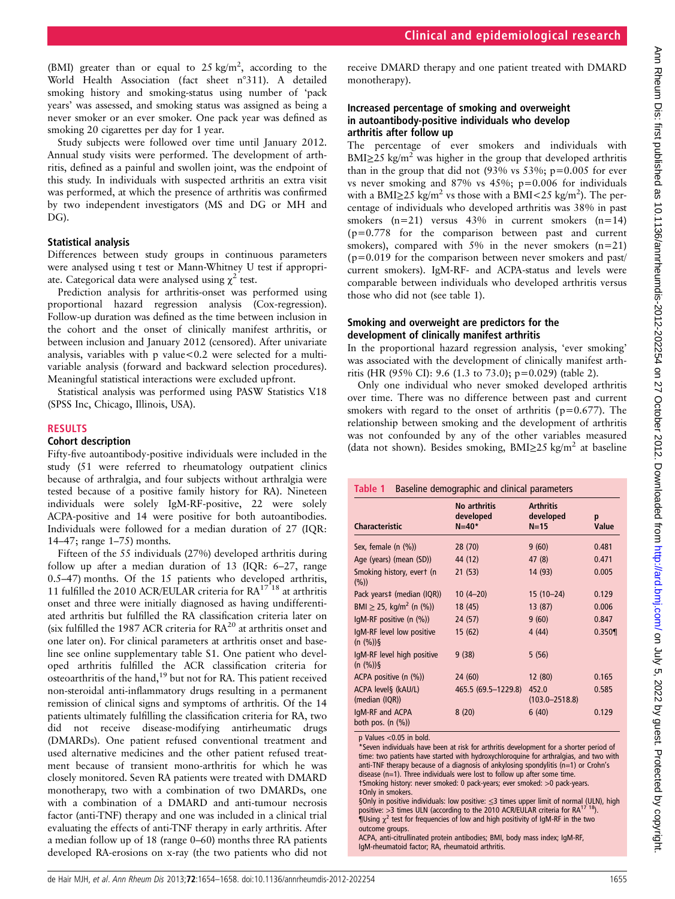(BMI) greater than or equal to 25 kg/m$^2$, according to the World Health Association (fact sheet n°311). A detailed smoking history and smoking-status using number of 'pack years' was assessed, and smoking status was assigned as being a never smoker or an ever smoker. One pack year was defined as smoking 20 cigarettes per day for 1 year.

Study subjects were followed over time until January 2012. Annual study visits were performed. The development of arthritis, defined as a painful and swollen joint, was the endpoint of this study. In individuals with suspected arthritis an extra visit was performed, at which the presence of arthritis was confirmed by two independent investigators (MS and DG or MH and DG).

### Statistical analysis

Differences between study groups in continuous parameters were analysed using t test or Mann-Whitney U test if appropriate. Categorical data were analysed using $\chi^2$ test.

Prediction analysis for arthritis-onset was performed using proportional hazard regression analysis (Cox-regression). Follow-up duration was defined as the time between inclusion in the cohort and the onset of clinically manifest arthritis, or between inclusion and January 2012 (censored). After univariate analysis, variables with p value<0.2 were selected for a multivariable analysis (forward and backward selection procedures). Meaningful statistical interactions were excluded upfront.

Statistical analysis was performed using PASW Statistics V.18 (SPSS Inc, Chicago, Illinois, USA).

## RESULTS

### Cohort description

Fifty-five autoantibody-positive individuals were included in the study (51 were referred to rheumatology outpatient clinics because of arthralgia, and four subjects without arthralgia were tested because of a positive family history for RA). Nineteen individuals were solely IgM-RF-positive, 22 were solely ACPA-positive and 14 were positive for both autoantibodies. Individuals were followed for a median duration of 27 (IQR: 14–47; range 1–75) months.

Fifteen of the 55 individuals (27%) developed arthritis during follow up after a median duration of 13 (IQR: 6–27, range 0.5–47) months. Of the 15 patients who developed arthritis, 11 fulfilled the 2010 ACR/EULAR criteria for RA[17 18] at arthritis onset and three were initially diagnosed as having undifferentiated arthritis but fulfilled the RA classification criteria later on (six fulfilled the 1987 ACR criteria for RA[20] at arthritis onset and one later on). For clinical parameters at arthritis onset and baseline see online supplementary table S1. One patient who developed arthritis fulfilled the ACR classification criteria for osteoarthritis of the hand,[19] but not for RA. This patient received non-steroidal anti-inflammatory drugs resulting in a permanent remission of clinical signs and symptoms of arthritis. Of the 14 patients ultimately fulfilling the classification criteria for RA, two did not receive disease-modifying antirheumatic drugs (DMARDs). One patient refused conventional treatment and used alternative medicines and the other patient refused treatment because of transient mono-arthritis for which he was closely monitored. Seven RA patients were treated with DMARD monotherapy, two with a combination of two DMARDs, one with a combination of a DMARD and anti-tumour necrosis factor (anti-TNF) therapy and one was included in a clinical trial evaluating the effects of anti-TNF therapy in early arthritis. After a median follow up of 18 (range 0–60) months three RA patients developed RA-erosions on x-ray (the two patients who did not receive DMARD therapy and one patient treated with DMARD monotherapy).

### Increased percentage of smoking and overweight in autoantibody-positive individuals who develop arthritis after follow up

The percentage of ever smokers and individuals with BMI≥25 kg/m$^2$ was higher in the group that developed arthritis than in the group that did not (93% vs 53%; p=0.005 for ever vs never smoking and 87% vs 45%; p=0.006 for individuals with a BMI≥25 kg/m$^2$ vs those with a BMI<25 kg/m$^2$). The percentage of individuals who developed arthritis was 38% in past smokers (n=21) versus 43% in current smokers (n=14) (p=0.778 for the comparison between past and current smokers), compared with 5% in the never smokers (n=21) (p=0.019 for the comparison between never smokers and past/current smokers). IgM-RF- and ACPA-status and levels were comparable between individuals who developed arthritis versus those who did not (see table 1).

### Smoking and overweight are predictors for the development of clinically manifest arthritis

In the proportional hazard regression analysis, 'ever smoking' was associated with the development of clinically manifest arthritis (HR (95% CI): 9.6 (1.3 to 73.0); p=0.029) (table 2).

Only one individual who never smoked developed arthritis over time. There was no difference between past and current smokers with regard to the onset of arthritis (p=0.677). The relationship between smoking and the development of arthritis was not confounded by any of the other variables measured (data not shown). Besides smoking, BMI≥25 kg/m$^2$ at baseline

**Table 1** Baseline demographic and clinical parameters

| Characteristic | No arthritis developed N=40* | Arthritis developed N=15 | p Value |
|---|---|---|---|
| Sex, female (n (%)) | 28 (70) | 9 (60) | 0.481 |
| Age (years) (mean (SD)) | 44 (12) | 47 (8) | 0.471 |
| Smoking history, ever† (n (%)) | 21 (53) | 14 (93) | **0.005** |
| Pack years‡ (median (IQR)) | 10 (4–20) | 15 (10–24) | 0.129 |
| BMI ≥ 25, kg/m$^2$ (n (%)) | 18 (45) | 13 (87) | **0.006** |
| IgM-RF positive (n (%)) | 24 (57) | 9 (60) | 0.847 |
| IgM-RF level low positive (n (%))§ | 15 (62) | 4 (44) | 0.350¶ |
| IgM-RF level high positive (n (%))§ | 9 (38) | 5 (56) | |
| ACPA positive (n (%)) | 24 (60) | 12 (80) | 0.165 |
| ACPA level§ (kAU/L) (median (IQR)) | 465.5 (69.5–1229.8) | 452.0 (103.0–2518.8) | 0.585 |
| IgM-RF and ACPA both pos. (n (%)) | 8 (20) | 6 (40) | 0.129 |

p Values <0.05 in bold.
*Seven individuals have been at risk for arthritis development for a shorter period of time: two patients have started with hydroxychloroquine for arthralgias, and two with anti-TNF therapy because of a diagnosis of ankylosing spondylitis (n=1) or Crohn's disease (n=1). Three individuals were lost to follow up after some time.
†Smoking history: never smoked: 0 pack-years; ever smoked: >0 pack-years.
‡Only in smokers.
§Only in positive individuals: low positive: ≤3 times upper limit of normal (ULN), high positive: >3 times ULN (according to the 2010 ACR/EULAR criteria for RA[17 18]).
¶Using $\chi^2$ test for frequencies of low and high positivity of IgM-RF in the two outcome groups.
ACPA, anti-citrullinated protein antibodies; BMI, body mass index; IgM-RF, IgM-rheumatoid factor; RA, rheumatoid arthritis.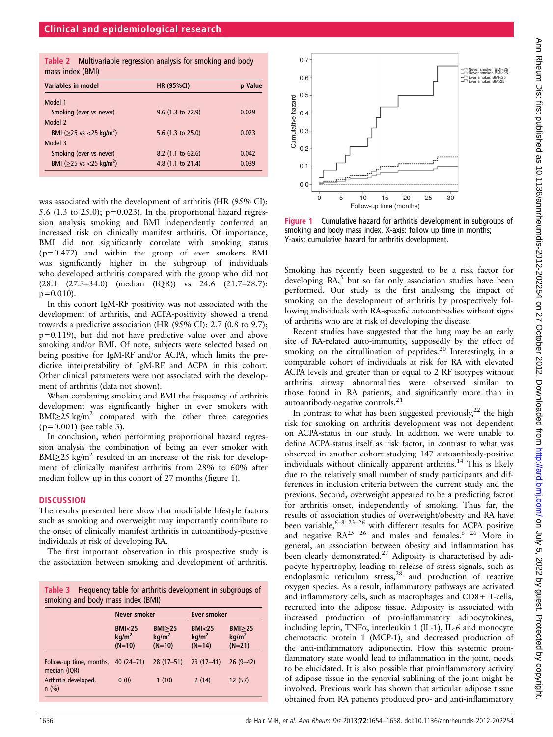**Table 2** Multivariable regression analysis for smoking and body mass index (BMI)

| Variables in model | HR (95%CI) | p Value |
|---|---|---|
| Model 1 | | |
| Smoking (ever vs never) | 9.6 (1.3 to 72.9) | 0.029 |
| Model 2 | | |
| BMI (≥25 vs <25 kg/m²) | 5.6 (1.3 to 25.0) | 0.023 |
| Model 3 | | |
| Smoking (ever vs never) | 8.2 (1.1 to 62.6) | 0.042 |
| BMI (≥25 vs <25 kg/m²) | 4.8 (1.1 to 21.4) | 0.039 |

was associated with the development of arthritis (HR (95% CI): 5.6 (1.3 to 25.0); p=0.023). In the proportional hazard regression analysis smoking and BMI independently conferred an increased risk on clinically manifest arthritis. Of importance, BMI did not significantly correlate with smoking status (p=0.472) and within the group of ever smokers BMI was significantly higher in the subgroup of individuals who developed arthritis compared with the group who did not (28.1 (27.3–34.0) (median (IQR)) vs 24.6 (21.7–28.7): p=0.010).

In this cohort IgM-RF positivity was not associated with the development of arthritis, and ACPA-positivity showed a trend towards a predictive association (HR (95% CI): 2.7 (0.8 to 9.7); p=0.119), but did not have predictive value over and above smoking and/or BMI. Of note, subjects were selected based on being positive for IgM-RF and/or ACPA, which limits the predictive interpretability of IgM-RF and ACPA in this cohort. Other clinical parameters were not associated with the development of arthritis (data not shown).

When combining smoking and BMI the frequency of arthritis development was significantly higher in ever smokers with BMI≥25 kg/m² compared with the other three categories (p=0.001) (see table 3).

In conclusion, when performing proportional hazard regression analysis the combination of being an ever smoker with BMI≥25 kg/m² resulted in an increase of the risk for development of clinically manifest arthritis from 28% to 60% after median follow up in this cohort of 27 months (figure 1).

## DISCUSSION

The results presented here show that modifiable lifestyle factors such as smoking and overweight may importantly contribute to the onset of clinically manifest arthritis in autoantibody-positive individuals at risk of developing RA.

The first important observation in this prospective study is the association between smoking and development of arthritis.

**Table 3** Frequency table for arthritis development in subgroups of smoking and body mass index (BMI)

| | Never smoker | | Ever smoker | |
|---|---|---|---|---|
| | BMI<25 kg/m² (N=10) | BMI≥25 kg/m² (N=10) | BMI<25 kg/m² (N=14) | BMI≥25 kg/m² (N=21) |
| Follow-up time, months, median (IQR) | 40 (24–71) | 28 (17–51) | 23 (17–41) | 26 (9–42) |
| Arthritis developed, n (%) | 0 (0) | 1 (10) | 2 (14) | 12 (57) |

**Figure 1** Cumulative hazard for arthritis development in subgroups of smoking and body mass index. X-axis: follow up time in months; Y-axis: cumulative hazard for arthritis development.

Smoking has recently been suggested to be a risk factor for developing RA,[5] but so far only association studies have been performed. Our study is the first analysing the impact of smoking on the development of arthritis by prospectively following individuals with RA-specific autoantibodies without signs of arthritis who are at risk of developing the disease.

Recent studies have suggested that the lung may be an early site of RA-related auto-immunity, supposedly by the effect of smoking on the citrullination of peptides.[20] Interestingly, in a comparable cohort of individuals at risk for RA with elevated ACPA levels and greater than or equal to 2 RF isotypes without arthritis airway abnormalities were observed similar to those found in RA patients, and significantly more than in autoantibody-negative controls.[21]

In contrast to what has been suggested previously,[22] the high risk for smoking on arthritis development was not dependent on ACPA-status in our study. In addition, we were unable to define ACPA-status itself as risk factor, in contrast to what was observed in another cohort studying 147 autoantibody-positive individuals without clinically apparent arthritis.[14] This is likely due to the relatively small number of study participants and differences in inclusion criteria between the current study and the previous. Second, overweight appeared to be a predicting factor for arthritis onset, independently of smoking. Thus far, the results of association studies of overweight/obesity and RA have been variable,[6–8 23–26] with different results for ACPA positive and negative RA[25 26] and males and females.[6 26] More in general, an association between obesity and inflammation has been clearly demonstrated.[27] Adiposity is characterised by adipocyte hypertrophy, leading to release of stress signals, such as endoplasmic reticulum stress,[28] and production of reactive oxygen species. As a result, inflammatory pathways are activated and inflammatory cells, such as macrophages and CD8+ T-cells, recruited into the adipose tissue. Adiposity is associated with increased production of pro-inflammatory adipocytokines, including leptin, TNFα, interleukin 1 (IL-1), IL-6 and monocyte chemotactic protein 1 (MCP-1), and decreased production of the anti-inflammatory adiponectin. How this systemic proinflammatory state would lead to inflammation in the joint, needs to be elucidated. It is also possible that proinflammatory activity of adipose tissue in the synovial sublining of the joint might be involved. Previous work has shown that articular adipose tissue obtained from RA patients produced pro- and anti-inflammatory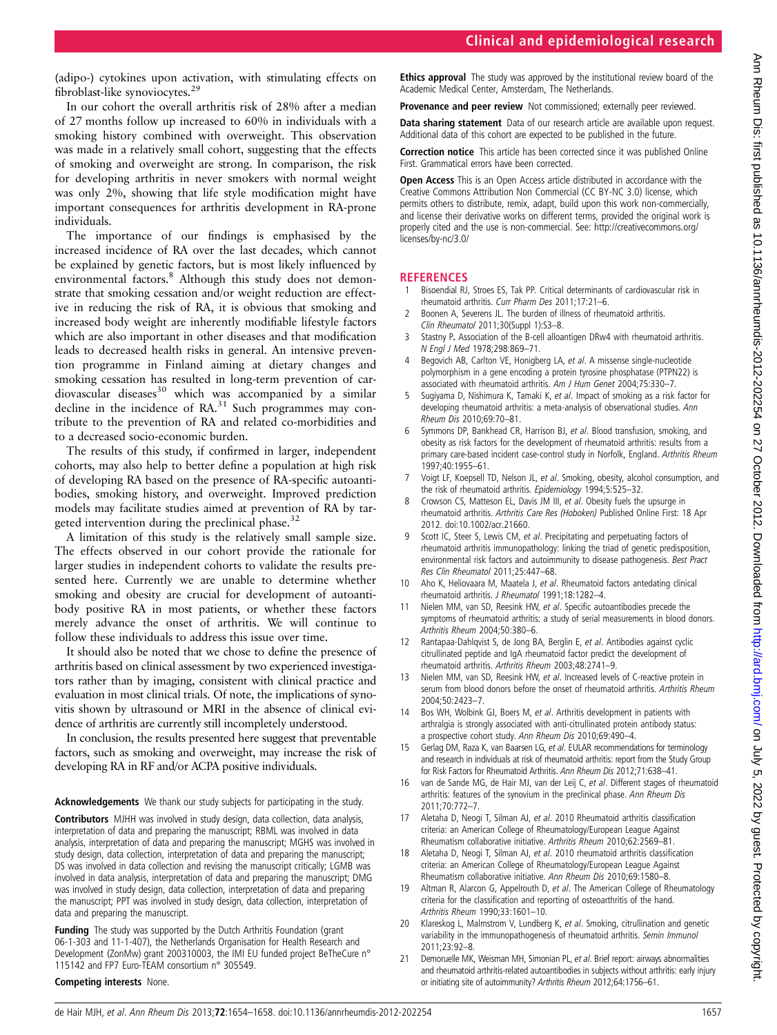(adipo-) cytokines upon activation, with stimulating effects on fibroblast-like synoviocytes.[29]

In our cohort the overall arthritis risk of 28% after a median of 27 months follow up increased to 60% in individuals with a smoking history combined with overweight. This observation was made in a relatively small cohort, suggesting that the effects of smoking and overweight are strong. In comparison, the risk for developing arthritis in never smokers with normal weight was only 2%, showing that life style modification might have important consequences for arthritis development in RA-prone individuals.

The importance of our findings is emphasised by the increased incidence of RA over the last decades, which cannot be explained by genetic factors, but is most likely influenced by environmental factors.[8] Although this study does not demonstrate that smoking cessation and/or weight reduction are effective in reducing the risk of RA, it is obvious that smoking and increased body weight are inherently modifiable lifestyle factors which are also important in other diseases and that modification leads to decreased health risks in general. An intensive prevention programme in Finland aiming at dietary changes and smoking cessation has resulted in long-term prevention of cardiovascular diseases[30] which was accompanied by a similar decline in the incidence of RA.[31] Such programmes may contribute to the prevention of RA and related co-morbidities and to a decreased socio-economic burden.

The results of this study, if confirmed in larger, independent cohorts, may also help to better define a population at high risk of developing RA based on the presence of RA-specific autoantibodies, smoking history, and overweight. Improved prediction models may facilitate studies aimed at prevention of RA by targeted intervention during the preclinical phase.[32]

A limitation of this study is the relatively small sample size. The effects observed in our cohort provide the rationale for larger studies in independent cohorts to validate the results presented here. Currently we are unable to determine whether smoking and obesity are crucial for development of autoantibody positive RA in most patients, or whether these factors merely advance the onset of arthritis. We will continue to follow these individuals to address this issue over time.

It should also be noted that we chose to define the presence of arthritis based on clinical assessment by two experienced investigators rather than by imaging, consistent with clinical practice and evaluation in most clinical trials. Of note, the implications of synovitis shown by ultrasound or MRI in the absence of clinical evidence of arthritis are currently still incompletely understood.

In conclusion, the results presented here suggest that preventable factors, such as smoking and overweight, may increase the risk of developing RA in RF and/or ACPA positive individuals.

**Acknowledgements** We thank our study subjects for participating in the study.

**Contributors** MJHH was involved in study design, data collection, data analysis, interpretation of data and preparing the manuscript; RBML was involved in data analysis, interpretation of data and preparing the manuscript; MGHS was involved in study design, data collection, interpretation of data and preparing the manuscript; DS was involved in data collection and revising the manuscript critically; LGMB was involved in data analysis, interpretation of data and preparing the manuscript; DMG was involved in study design, data collection, interpretation of data and preparing the manuscript; PPT was involved in study design, data collection, interpretation of data and preparing the manuscript.

**Funding** The study was supported by the Dutch Arthritis Foundation (grant 06-1-303 and 11-1-407), the Netherlands Organisation for Health Research and Development (ZonMw) grant 200310003, the IMI EU funded project BeTheCure n° 115142 and FP7 Euro-TEAM consortium n° 305549.

**Competing interests** None.

**Ethics approval** The study was approved by the institutional review board of the Academic Medical Center, Amsterdam, The Netherlands.

**Provenance and peer review** Not commissioned; externally peer reviewed.

**Data sharing statement** Data of our research article are available upon request. Additional data of this cohort are expected to be published in the future.

**Correction notice** This article has been corrected since it was published Online First. Grammatical errors have been corrected.

**Open Access** This is an Open Access article distributed in accordance with the Creative Commons Attribution Non Commercial (CC BY-NC 3.0) license, which permits others to distribute, remix, adapt, build upon this work non-commercially, and license their derivative works on different terms, provided the original work is properly cited and the use is non-commercial. See: http://creativecommons.org/licenses/by-nc/3.0/

## REFERENCES

1. Bisoendial RJ, Stroes ES, Tak PP. Critical determinants of cardiovascular risk in rheumatoid arthritis. *Curr Pharm Des* 2011;17:21–6.
2. Boonen A, Severens JL. The burden of illness of rheumatoid arthritis. *Clin Rheumatol* 2011;30(Suppl 1):S3–8.
3. Stastny P. Association of the B-cell alloantigen DRw4 with rheumatoid arthritis. *N Engl J Med* 1978;298:869–71.
4. Begovich AB, Carlton VE, Honigberg LA, *et al*. A missense single-nucleotide polymorphism in a gene encoding a protein tyrosine phosphatase (PTPN22) is associated with rheumatoid arthritis. *Am J Hum Genet* 2004;75:330–7.
5. Sugiyama D, Nishimura K, Tamaki K, *et al*. Impact of smoking as a risk factor for developing rheumatoid arthritis: a meta-analysis of observational studies. *Ann Rheum Dis* 2010;69:70–81.
6. Symmons DP, Bankhead CR, Harrison BJ, *et al*. Blood transfusion, smoking, and obesity as risk factors for the development of rheumatoid arthritis: results from a primary care-based incident case-control study in Norfolk, England. *Arthritis Rheum* 1997;40:1955–61.
7. Voigt LF, Koepsell TD, Nelson JL, *et al*. Smoking, obesity, alcohol consumption, and the risk of rheumatoid arthritis. *Epidemiology* 1994;5:525–32.
8. Crowson CS, Matteson EL, Davis JM III, *et al*. Obesity fuels the upsurge in rheumatoid arthritis. *Arthritis Care Res (Hoboken)* Published Online First: 18 Apr 2012. doi:10.1002/acr.21660.
9. Scott IC, Steer S, Lewis CM, *et al*. Precipitating and perpetuating factors of rheumatoid arthritis immunopathology: linking the triad of genetic predisposition, environmental risk factors and autoimmunity to disease pathogenesis. *Best Pract Res Clin Rheumatol* 2011;25:447–68.
10. Aho K, Heliovaara M, Maatela J, *et al*. Rheumatoid factors antedating clinical rheumatoid arthritis. *J Rheumatol* 1991;18:1282–4.
11. Nielen MM, van SD, Reesink HW, *et al*. Specific autoantibodies precede the symptoms of rheumatoid arthritis: a study of serial measurements in blood donors. *Arthritis Rheum* 2004;50:380–6.
12. Rantapaa-Dahlqvist S, de Jong BA, Berglin E, *et al*. Antibodies against cyclic citrullinated peptide and IgA rheumatoid factor predict the development of rheumatoid arthritis. *Arthritis Rheum* 2003;48:2741–9.
13. Nielen MM, van SD, Reesink HW, *et al*. Increased levels of C-reactive protein in serum from blood donors before the onset of rheumatoid arthritis. *Arthritis Rheum* 2004;50:2423–7.
14. Bos WH, Wolbink GJ, Boers M, *et al*. Arthritis development in patients with arthralgia is strongly associated with anti-citrullinated protein antibody status: a prospective cohort study. *Ann Rheum Dis* 2010;69:490–4.
15. Gerlag DM, Raza K, van Baarsen LG, *et al*. EULAR recommendations for terminology and research in individuals at risk of rheumatoid arthritis: report from the Study Group for Risk Factors for Rheumatoid Arthritis. *Ann Rheum Dis* 2012;71:638–41.
16. van de Sande MG, de Hair MJ, van der Leij C, *et al*. Different stages of rheumatoid arthritis: features of the synovium in the preclinical phase. *Ann Rheum Dis* 2011;70:772–7.
17. Aletaha D, Neogi T, Silman AJ, *et al*. 2010 Rheumatoid arthritis classification criteria: an American College of Rheumatology/European League Against Rheumatism collaborative initiative. *Arthritis Rheum* 2010;62:2569–81.
18. Aletaha D, Neogi T, Silman AJ, *et al*. 2010 rheumatoid arthritis classification criteria: an American College of Rheumatology/European League Against Rheumatism collaborative initiative. *Ann Rheum Dis* 2010;69:1580–8.
19. Altman R, Alarcon G, Appelrouth D, *et al*. The American College of Rheumatology criteria for the classification and reporting of osteoarthritis of the hand. *Arthritis Rheum* 1990;33:1601–10.
20. Klareskog L, Malmstrom V, Lundberg K, *et al*. Smoking, citrullination and genetic variability in the immunopathogenesis of rheumatoid arthritis. *Semin Immunol* 2011;23:92–8.
21. Demoruelle MK, Weisman MH, Simonian PL, *et al*. Brief report: airways abnormalities and rheumatoid arthritis-related autoantibodies in subjects without arthritis: early injury or initiating site of autoimmunity? *Arthritis Rheum* 2012;64:1756–61.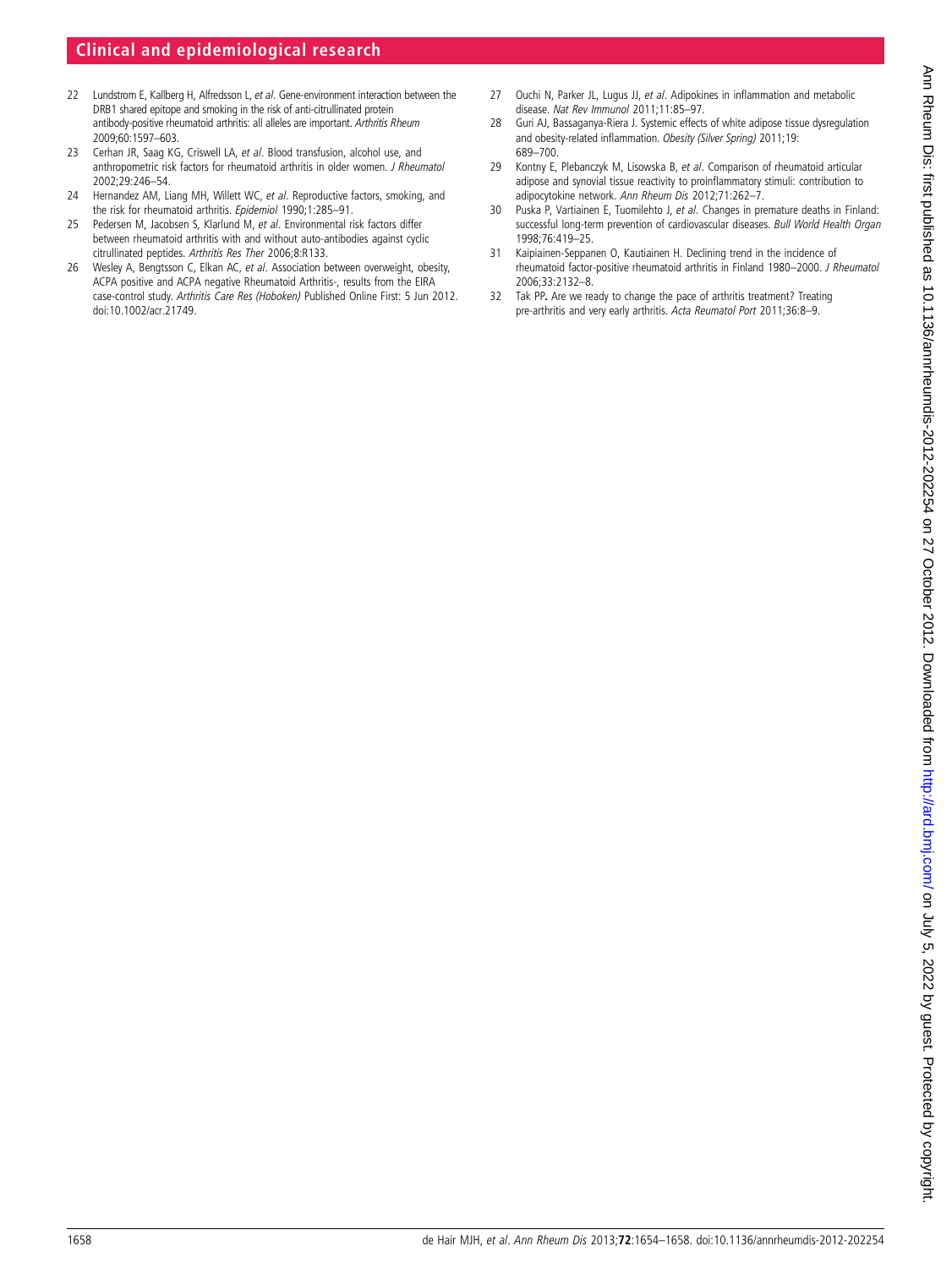22 Lundstrom E, Kallberg H, Alfredsson L, *et al*. Gene-environment interaction between the DRB1 shared epitope and smoking in the risk of anti-citrullinated protein antibody-positive rheumatoid arthritis: all alleles are important. *Arthritis Rheum* 2009;60:1597–603.

23 Cerhan JR, Saag KG, Criswell LA, *et al*. Blood transfusion, alcohol use, and anthropometric risk factors for rheumatoid arthritis in older women. *J Rheumatol* 2002;29:246–54.

24 Hernandez AM, Liang MH, Willett WC, *et al*. Reproductive factors, smoking, and the risk for rheumatoid arthritis. *Epidemiol* 1990;1:285–91.

25 Pedersen M, Jacobsen S, Klarlund M, *et al*. Environmental risk factors differ between rheumatoid arthritis with and without auto-antibodies against cyclic citrullinated peptides. *Arthritis Res Ther* 2006;8:R133.

26 Wesley A, Bengtsson C, Elkan AC, *et al*. Association between overweight, obesity, ACPA positive and ACPA negative Rheumatoid Arthritis-, results from the EIRA case-control study. *Arthritis Care Res (Hoboken)* Published Online First: 5 Jun 2012. doi:10.1002/acr.21749.

27 Ouchi N, Parker JL, Lugus JJ, *et al*. Adipokines in inflammation and metabolic disease. *Nat Rev Immunol* 2011;11:85–97.

28 Guri AJ, Bassaganya-Riera J. Systemic effects of white adipose tissue dysregulation and obesity-related inflammation. *Obesity (Silver Spring)* 2011;19: 689–700.

29 Kontny E, Plebanczyk M, Lisowska B, *et al*. Comparison of rheumatoid articular adipose and synovial tissue reactivity to proinflammatory stimuli: contribution to adipocytokine network. *Ann Rheum Dis* 2012;71:262–7.

30 Puska P, Vartiainen E, Tuomilehto J, *et al*. Changes in premature deaths in Finland: successful long-term prevention of cardiovascular diseases. *Bull World Health Organ* 1998;76:419–25.

31 Kaipiainen-Seppanen O, Kautiainen H. Declining trend in the incidence of rheumatoid factor-positive rheumatoid arthritis in Finland 1980–2000. *J Rheumatol* 2006;33:2132–8.

32 Tak PP**.** Are we ready to change the pace of arthritis treatment? Treating pre-arthritis and very early arthritis. *Acta Reumatol Port* 2011;36:8–9.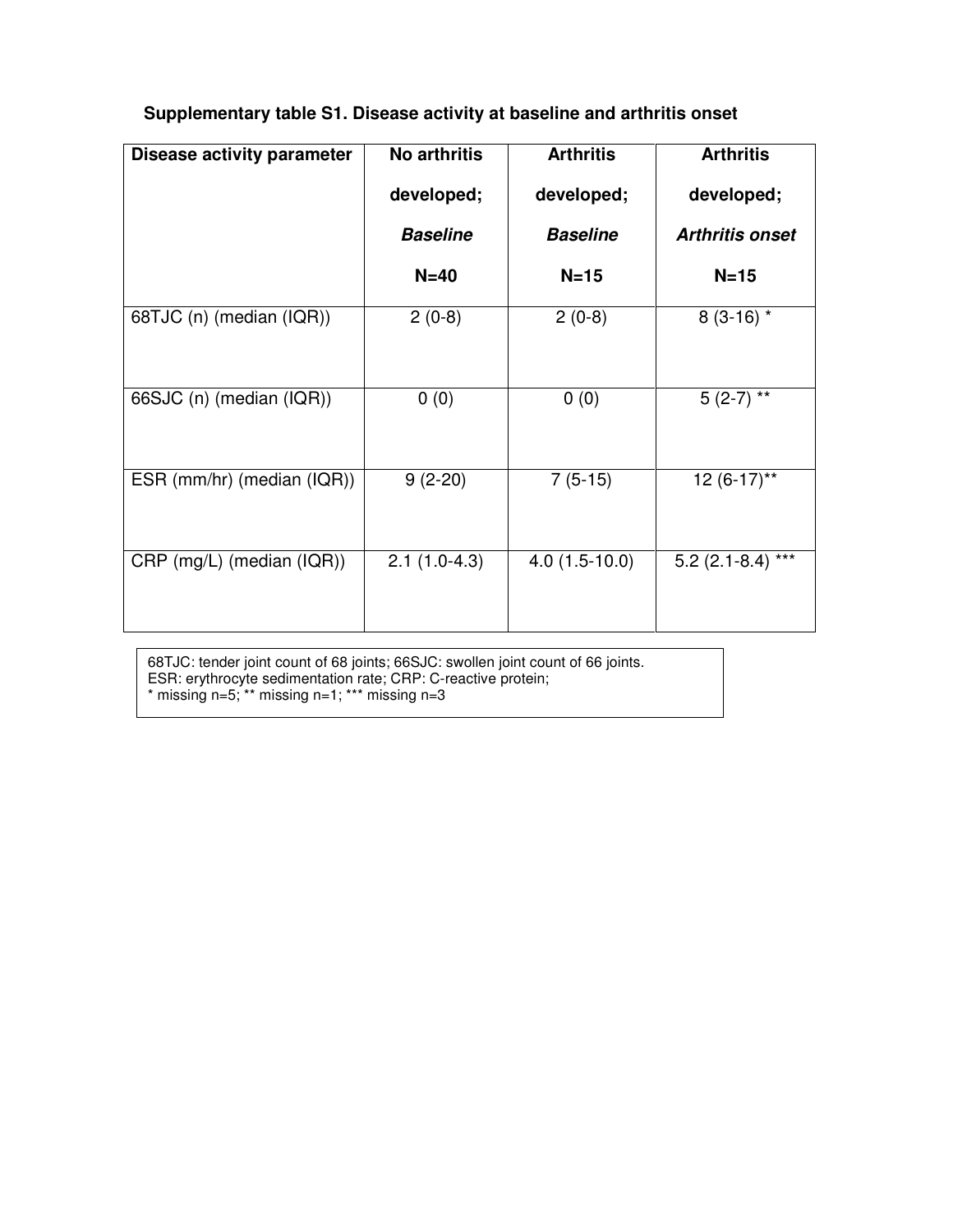**Supplementary table S1. Disease activity at baseline and arthritis onset**

| Disease activity parameter | No arthritis developed; *Baseline* N=40 | Arthritis developed; *Baseline* N=15 | Arthritis developed; *Arthritis onset* N=15 |
|---|---|---|---|
| 68TJC (n) (median (IQR)) | 2 (0-8) | 2 (0-8) | 8 (3-16) * |
| 66SJC (n) (median (IQR)) | 0 (0) | 0 (0) | 5 (2-7) ** |
| ESR (mm/hr) (median (IQR)) | 9 (2-20) | 7 (5-15) | 12 (6-17)** |
| CRP (mg/L) (median (IQR)) | 2.1 (1.0-4.3) | 4.0 (1.5-10.0) | 5.2 (2.1-8.4) *** |

68TJC: tender joint count of 68 joints; 66SJC: swollen joint count of 66 joints.
ESR: erythrocyte sedimentation rate; CRP: C-reactive protein;
* missing n=5; ** missing n=1; *** missing n=3